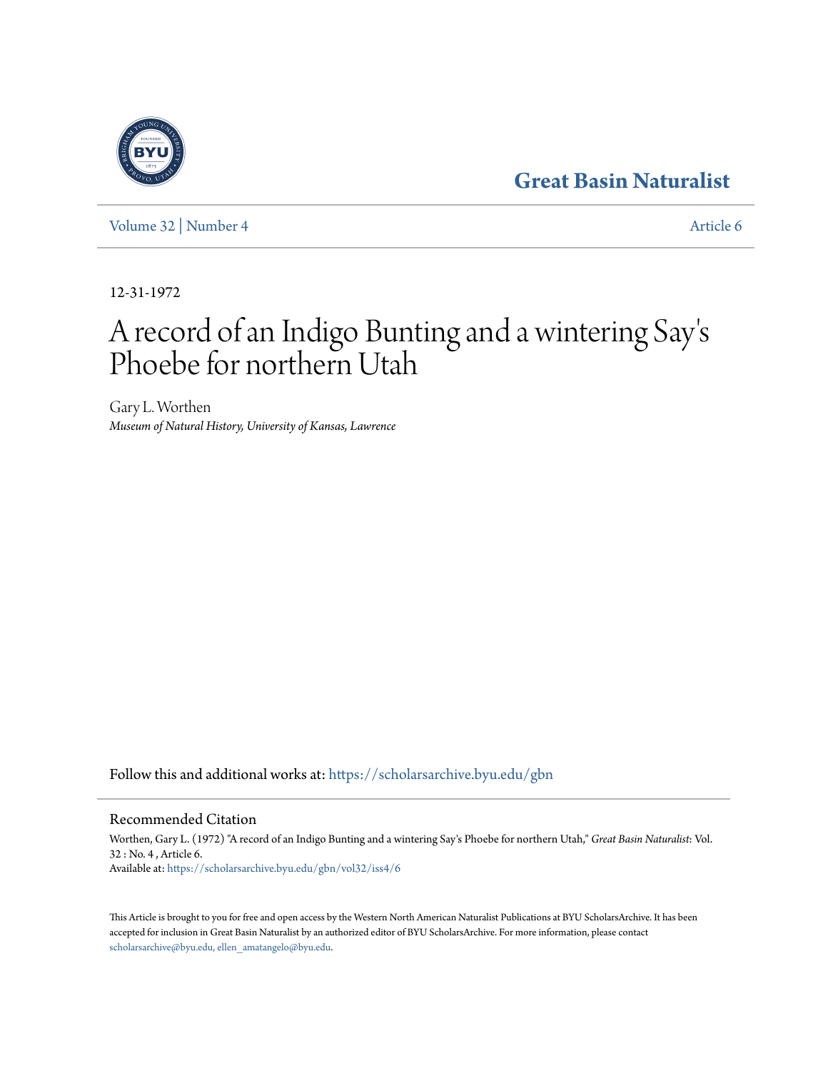Great Basin Naturalist

Volume 32 | Number 4 Article 6

12-31-1972

# A record of an Indigo Bunting and a wintering Say's Phoebe for northern Utah

Gary L. Worthen
*Museum of Natural History, University of Kansas, Lawrence*

Follow this and additional works at: https://scholarsarchive.byu.edu/gbn

## Recommended Citation

Worthen, Gary L. (1972) "A record of an Indigo Bunting and a wintering Say's Phoebe for northern Utah," *Great Basin Naturalist*: Vol. 32 : No. 4 , Article 6.
Available at: https://scholarsarchive.byu.edu/gbn/vol32/iss4/6

This Article is brought to you for free and open access by the Western North American Naturalist Publications at BYU ScholarsArchive. It has been accepted for inclusion in Great Basin Naturalist by an authorized editor of BYU ScholarsArchive. For more information, please contact scholarsarchive@byu.edu, ellen_amatangelo@byu.edu.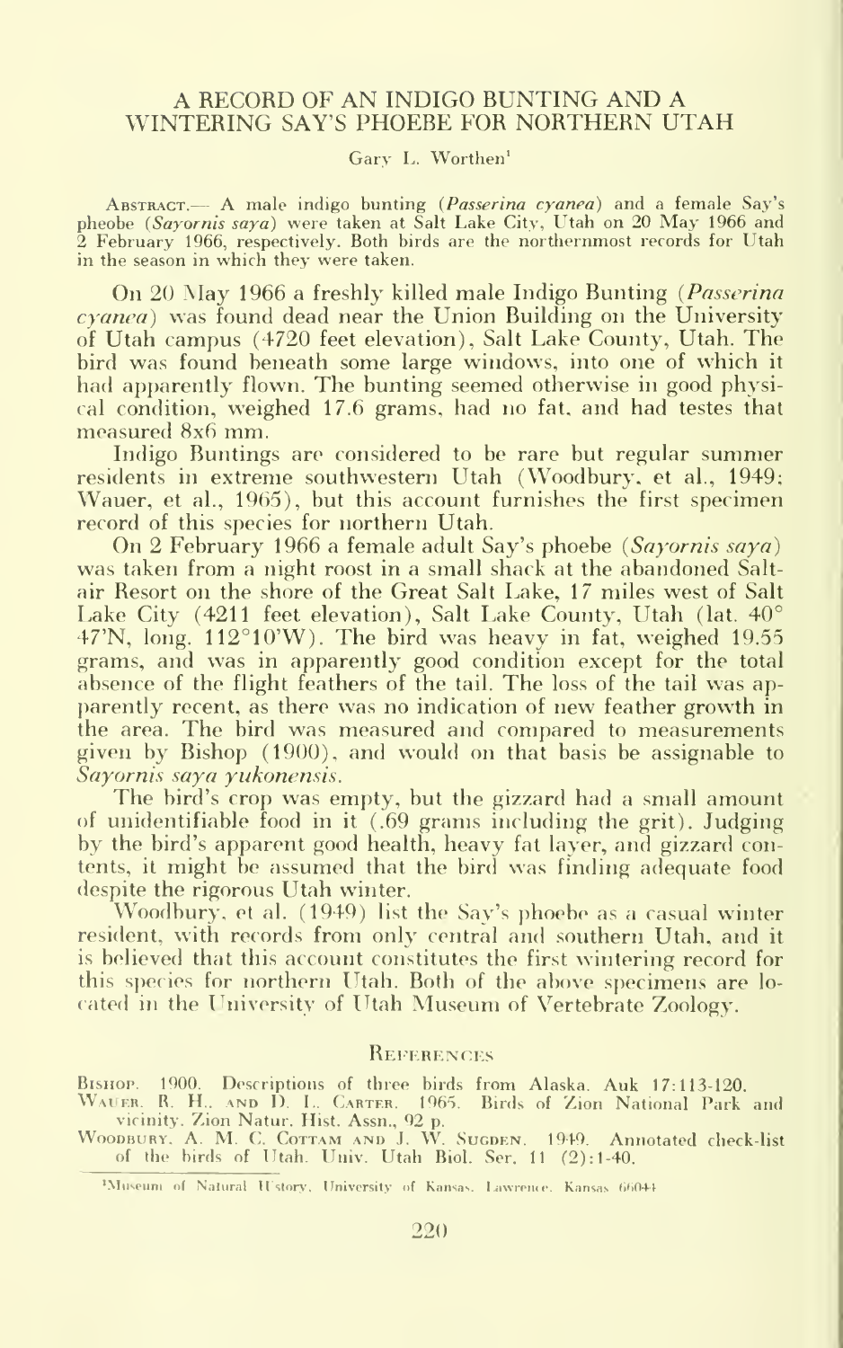# A RECORD OF AN INDIGO BUNTING AND A WINTERING SAY'S PHOEBE FOR NORTHERN UTAH

Gary L. Worthen[1]

Abstract.— A male indigo bunting (*Passerina cyanea*) and a female Say's pheobe (*Sayornis saya*) were taken at Salt Lake City, Utah on 20 May 1966 and 2 February 1966, respectively. Both birds are the northernmost records for Utah in the season in which they were taken.

On 20 May 1966 a freshly killed male Indigo Bunting (*Passerina cyanea*) was found dead near the Union Building on the University of Utah campus (4720 feet elevation), Salt Lake County, Utah. The bird was found beneath some large windows, into one of which it had apparently flown. The bunting seemed otherwise in good physical condition, weighed 17.6 grams, had no fat, and had testes that measured 8x6 mm.

Indigo Buntings are considered to be rare but regular summer residents in extreme southwestern Utah (Woodbury, et al., 1949; Wauer, et al., 1965), but this account furnishes the first specimen record of this species for northern Utah.

On 2 February 1966 a female adult Say's phoebe (*Sayornis saya*) was taken from a night roost in a small shack at the abandoned Saltair Resort on the shore of the Great Salt Lake, 17 miles west of Salt Lake City (4211 feet elevation), Salt Lake County, Utah (lat. 40° 47'N, long. 112°10'W). The bird was heavy in fat, weighed 19.55 grams, and was in apparently good condition except for the total absence of the flight feathers of the tail. The loss of the tail was apparently recent, as there was no indication of new feather growth in the area. The bird was measured and compared to measurements given by Bishop (1900), and would on that basis be assignable to *Sayornis saya yukonensis*.

The bird's crop was empty, but the gizzard had a small amount of unidentifiable food in it (.69 grams including the grit). Judging by the bird's apparent good health, heavy fat layer, and gizzard contents, it might be assumed that the bird was finding adequate food despite the rigorous Utah winter.

Woodbury, et al. (1949) list the Say's phoebe as a casual winter resident, with records from only central and southern Utah, and it is believed that this account constitutes the first wintering record for this species for northern Utah. Both of the above specimens are located in the University of Utah Museum of Vertebrate Zoology.

## References

Bishop. 1900. Descriptions of three birds from Alaska. Auk 17:113-120.

Wauer, R. H., and D. L. Carter. 1965. Birds of Zion National Park and vicinity. Zion Natur. Hist. Assn., 92 p.

Woodbury, A. M. C. Cottam and J. W. Sugden. 1949. Annotated check-list of the birds of Utah. Univ. Utah Biol. Ser. 11 (2):1-40.

[1]Museum of Natural History, University of Kansas, Lawrence, Kansas 66044